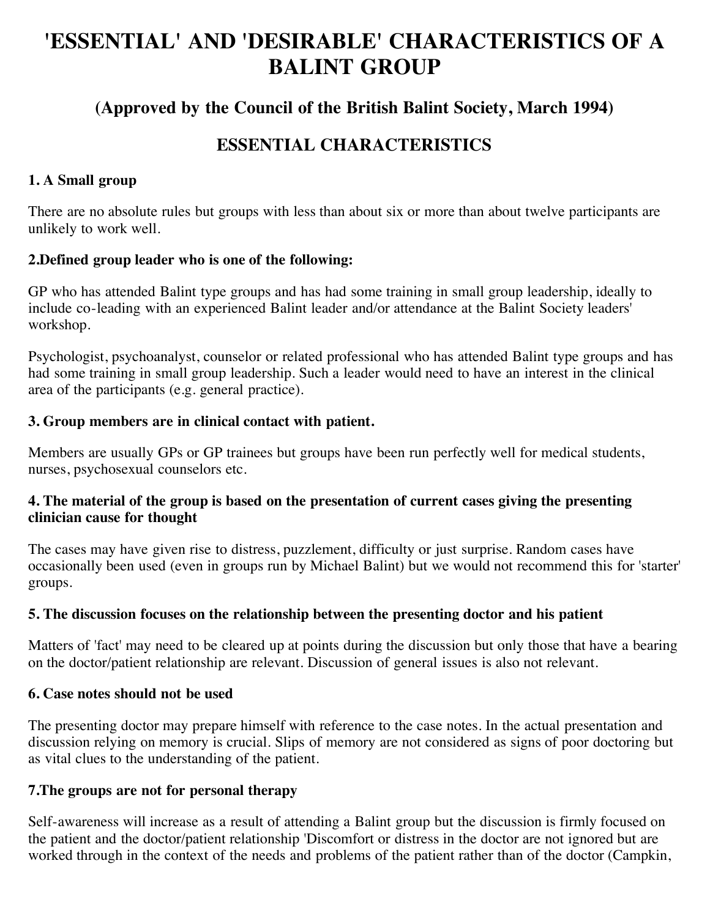# 'ESSENTIAL' AND 'DESIRABLE' CHARACTERISTICS OF A BALINT GROUP

## (Approved by the Council of the British Balint Society, March 1994)

## ESSENTIAL CHARACTERISTICS

### 1. A Small group

There are no absolute rules but groups with less than about six or more than about twelve participants are unlikely to work well.

### 2.Defined group leader who is one of the following:

GP who has attended Balint type groups and has had some training in small group leadership, ideally to include co-leading with an experienced Balint leader and/or attendance at the Balint Society leaders' workshop.

Psychologist, psychoanalyst, counselor or related professional who has attended Balint type groups and has had some training in small group leadership. Such a leader would need to have an interest in the clinical area of the participants (e.g. general practice).

### 3. Group members are in clinical contact with patient.

Members are usually GPs or GP trainees but groups have been run perfectly well for medical students, nurses, psychosexual counselors etc.

### 4. The material of the group is based on the presentation of current cases giving the presenting clinician cause for thought

The cases may have given rise to distress, puzzlement, difficulty or just surprise. Random cases have occasionally been used (even in groups run by Michael Balint) but we would not recommend this for 'starter' groups.

### 5. The discussion focuses on the relationship between the presenting doctor and his patient

Matters of 'fact' may need to be cleared up at points during the discussion but only those that have a bearing on the doctor/patient relationship are relevant. Discussion of general issues is also not relevant.

### 6. Case notes should not be used

The presenting doctor may prepare himself with reference to the case notes. In the actual presentation and discussion relying on memory is crucial. Slips of memory are not considered as signs of poor doctoring but as vital clues to the understanding of the patient.

### 7.The groups are not for personal therapy

Self-awareness will increase as a result of attending a Balint group but the discussion is firmly focused on the patient and the doctor/patient relationship 'Discomfort or distress in the doctor are not ignored but are worked through in the context of the needs and problems of the patient rather than of the doctor (Campkin,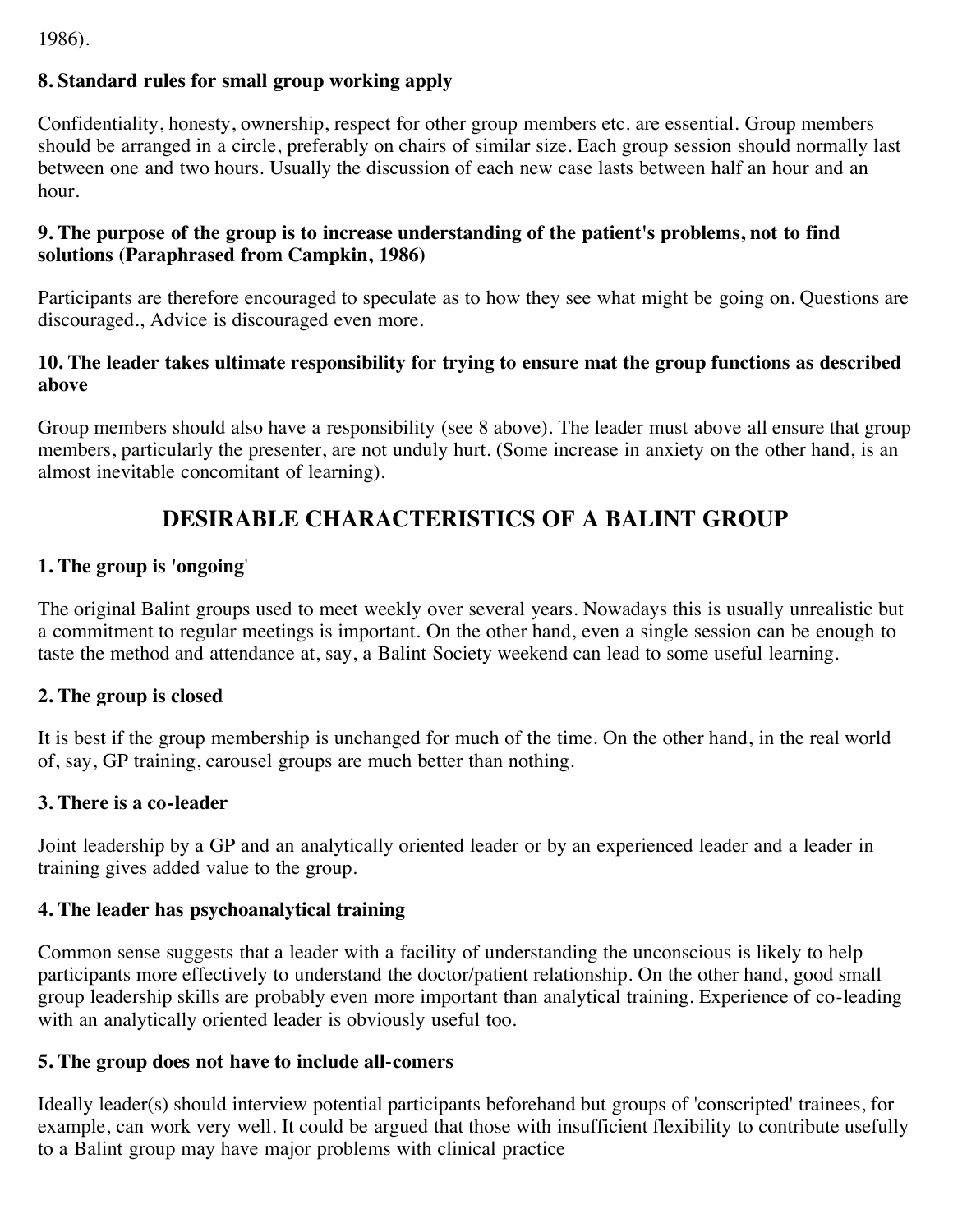1986).

**8. Standard rules for small group working apply**

Confidentiality, honesty, ownership, respect for other group members etc. are essential. Group members should be arranged in a circle, preferably on chairs of similar size. Each group session should normally last between one and two hours. Usually the discussion of each new case lasts between half an hour and an hour.

**9. The purpose of the group is to increase understanding of the patient's problems, not to find solutions (Paraphrased from Campkin, 1986)**

Participants are therefore encouraged to speculate as to how they see what might be going on. Questions are discouraged., Advice is discouraged even more.

**10. The leader takes ultimate responsibility for trying to ensure mat the group functions as described above**

Group members should also have a responsibility (see 8 above). The leader must above all ensure that group members, particularly the presenter, are not unduly hurt. (Some increase in anxiety on the other hand, is an almost inevitable concomitant of learning).

## DESIRABLE CHARACTERISTICS OF A BALINT GROUP

**1. The group is 'ongoing'**

The original Balint groups used to meet weekly over several years. Nowadays this is usually unrealistic but a commitment to regular meetings is important. On the other hand, even a single session can be enough to taste the method and attendance at, say, a Balint Society weekend can lead to some useful learning.

**2. The group is closed**

It is best if the group membership is unchanged for much of the time. On the other hand, in the real world of, say, GP training, carousel groups are much better than nothing.

**3. There is a co-leader**

Joint leadership by a GP and an analytically oriented leader or by an experienced leader and a leader in training gives added value to the group.

**4. The leader has psychoanalytical training**

Common sense suggests that a leader with a facility of understanding the unconscious is likely to help participants more effectively to understand the doctor/patient relationship. On the other hand, good small group leadership skills are probably even more important than analytical training. Experience of co-leading with an analytically oriented leader is obviously useful too.

**5. The group does not have to include all-comers**

Ideally leader(s) should interview potential participants beforehand but groups of 'conscripted' trainees, for example, can work very well. It could be argued that those with insufficient flexibility to contribute usefully to a Balint group may have major problems with clinical practice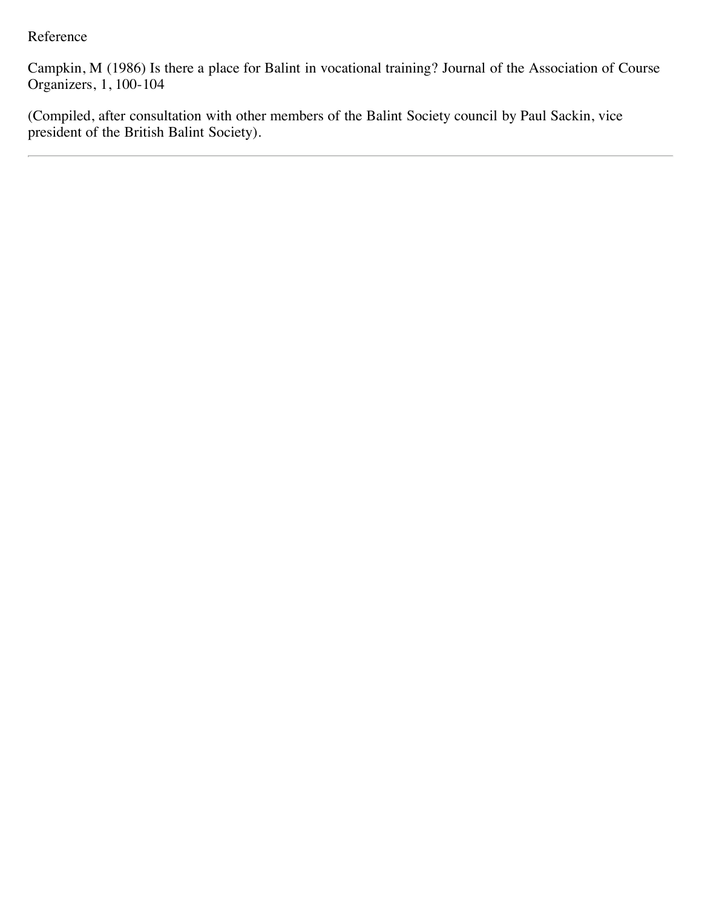Reference

Campkin, M (1986) Is there a place for Balint in vocational training? Journal of the Association of Course Organizers, 1, 100-104

(Compiled, after consultation with other members of the Balint Society council by Paul Sackin, vice president of the British Balint Society).

---